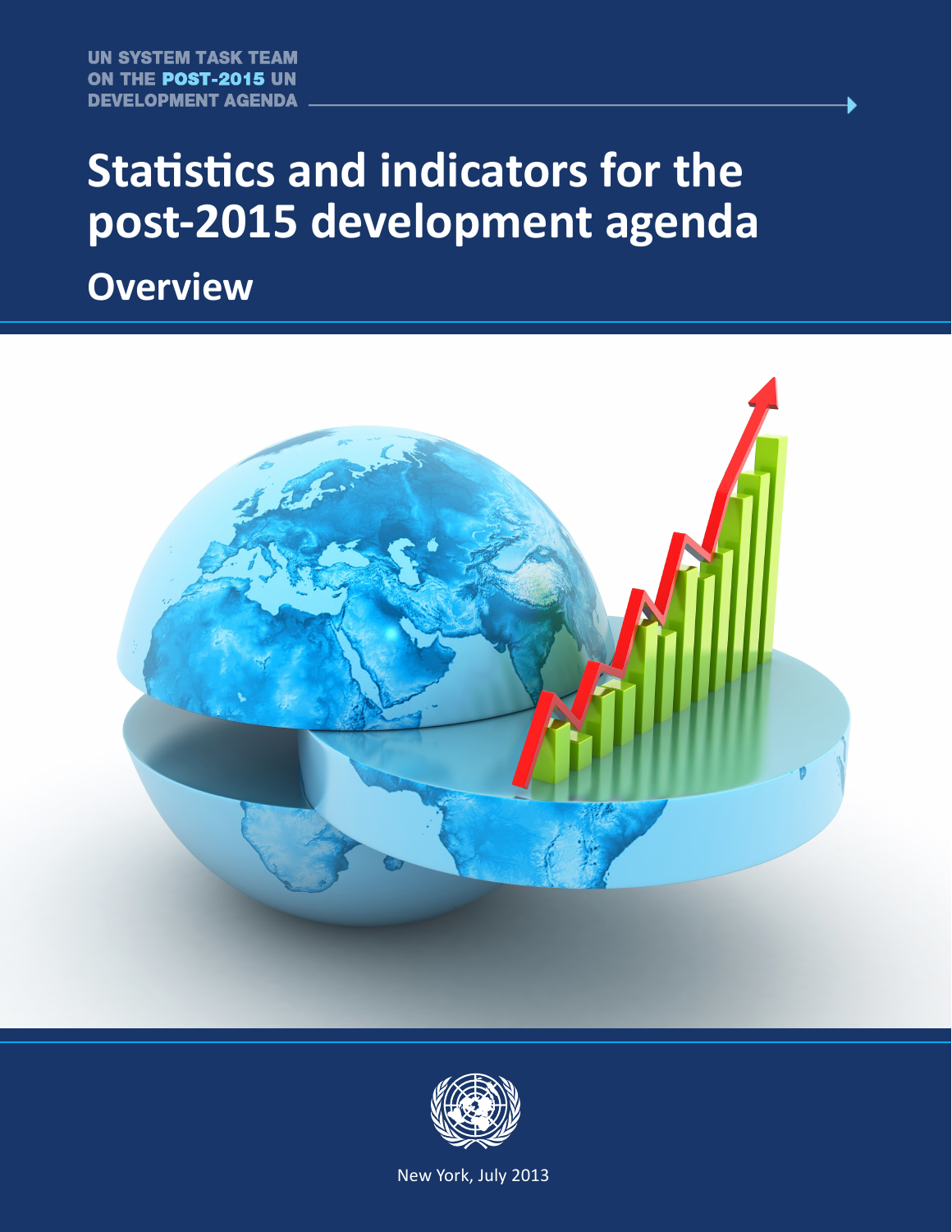UN SYSTEM TASK TEAM ON THE POST-2015 UN DEVELOPMENT AGENDA

# Statistics and indicators for the post-2015 development agenda

## Overview

New York, July 2013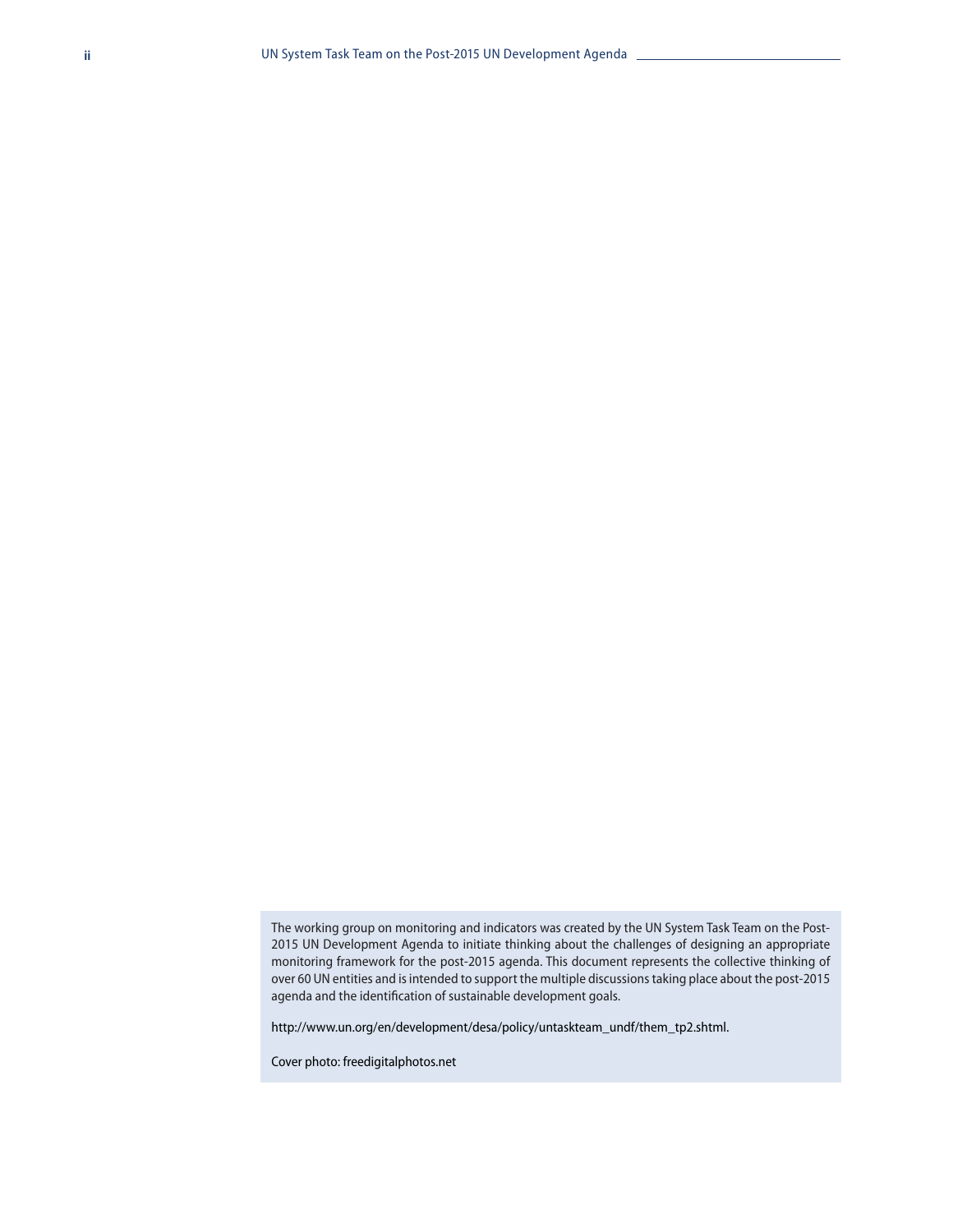The working group on monitoring and indicators was created by the UN System Task Team on the Post-2015 UN Development Agenda to initiate thinking about the challenges of designing an appropriate monitoring framework for the post-2015 agenda. This document represents the collective thinking of over 60 UN entities and is intended to support the multiple discussions taking place about the post-2015 agenda and the identification of sustainable development goals.

http://www.un.org/en/development/desa/policy/untaskteam_undf/them_tp2.shtml.

Cover photo: freedigitalphotos.net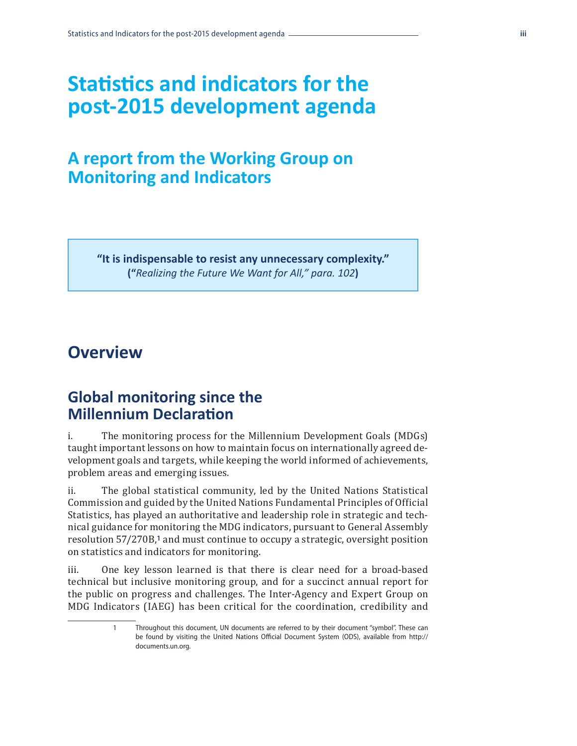# Statistics and indicators for the post-2015 development agenda

## A report from the Working Group on Monitoring and Indicators

> **"It is indispensable to resist any unnecessary complexity."**
> **("***Realizing the Future We Want for All," para. 102***)**

## Overview

### Global monitoring since the Millennium Declaration

i. The monitoring process for the Millennium Development Goals (MDGs) taught important lessons on how to maintain focus on internationally agreed development goals and targets, while keeping the world informed of achievements, problem areas and emerging issues.

ii. The global statistical community, led by the United Nations Statistical Commission and guided by the United Nations Fundamental Principles of Official Statistics, has played an authoritative and leadership role in strategic and technical guidance for monitoring the MDG indicators, pursuant to General Assembly resolution 57/270B,[1] and must continue to occupy a strategic, oversight position on statistics and indicators for monitoring.

iii. One key lesson learned is that there is clear need for a broad-based technical but inclusive monitoring group, and for a succinct annual report for the public on progress and challenges. The Inter-Agency and Expert Group on MDG Indicators (IAEG) has been critical for the coordination, credibility and

1 Throughout this document, UN documents are referred to by their document "symbol". These can be found by visiting the United Nations Official Document System (ODS), available from http://documents.un.org.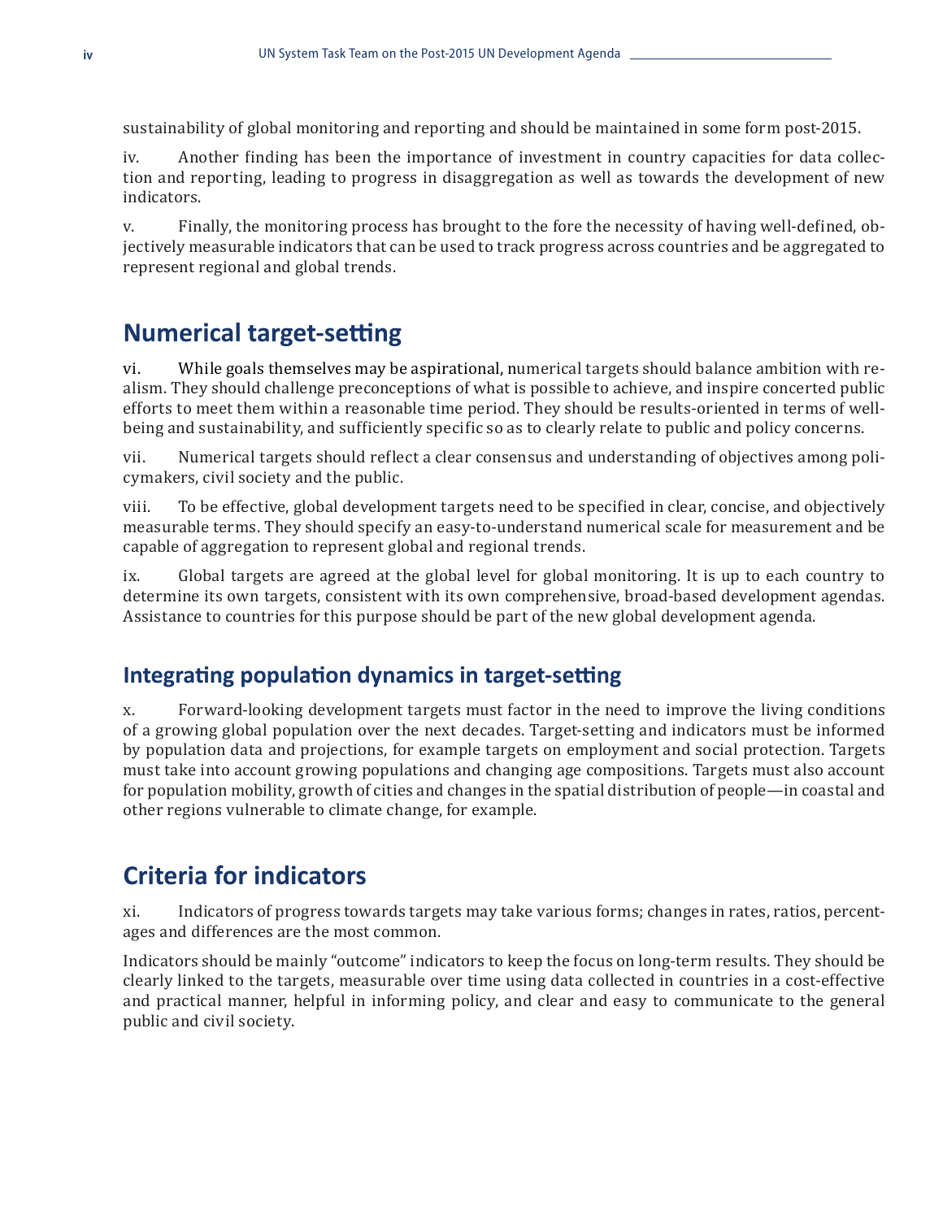sustainability of global monitoring and reporting and should be maintained in some form post-2015.

iv. Another finding has been the importance of investment in country capacities for data collection and reporting, leading to progress in disaggregation as well as towards the development of new indicators.

v. Finally, the monitoring process has brought to the fore the necessity of having well-defined, objectively measurable indicators that can be used to track progress across countries and be aggregated to represent regional and global trends.

## Numerical target-setting

vi. While goals themselves may be aspirational, numerical targets should balance ambition with realism. They should challenge preconceptions of what is possible to achieve, and inspire concerted public efforts to meet them within a reasonable time period. They should be results-oriented in terms of well-being and sustainability, and sufficiently specific so as to clearly relate to public and policy concerns.

vii. Numerical targets should reflect a clear consensus and understanding of objectives among policymakers, civil society and the public.

viii. To be effective, global development targets need to be specified in clear, concise, and objectively measurable terms. They should specify an easy-to-understand numerical scale for measurement and be capable of aggregation to represent global and regional trends.

ix. Global targets are agreed at the global level for global monitoring. It is up to each country to determine its own targets, consistent with its own comprehensive, broad-based development agendas. Assistance to countries for this purpose should be part of the new global development agenda.

### Integrating population dynamics in target-setting

x. Forward-looking development targets must factor in the need to improve the living conditions of a growing global population over the next decades. Target-setting and indicators must be informed by population data and projections, for example targets on employment and social protection. Targets must take into account growing populations and changing age compositions. Targets must also account for population mobility, growth of cities and changes in the spatial distribution of people—in coastal and other regions vulnerable to climate change, for example.

## Criteria for indicators

xi. Indicators of progress towards targets may take various forms; changes in rates, ratios, percentages and differences are the most common.

Indicators should be mainly "outcome" indicators to keep the focus on long-term results. They should be clearly linked to the targets, measurable over time using data collected in countries in a cost-effective and practical manner, helpful in informing policy, and clear and easy to communicate to the general public and civil society.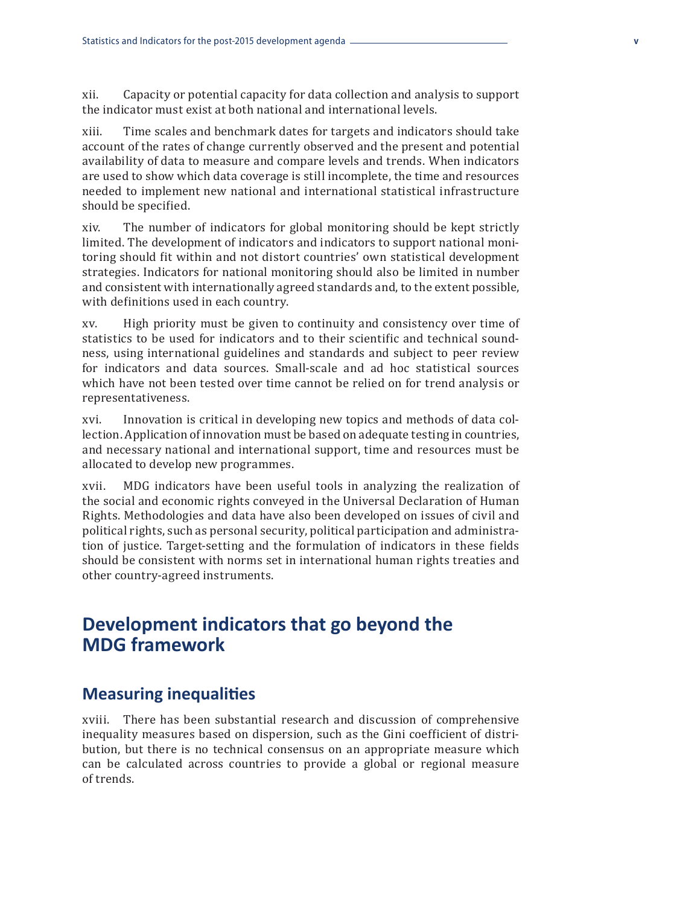xii. Capacity or potential capacity for data collection and analysis to support the indicator must exist at both national and international levels.

xiii. Time scales and benchmark dates for targets and indicators should take account of the rates of change currently observed and the present and potential availability of data to measure and compare levels and trends. When indicators are used to show which data coverage is still incomplete, the time and resources needed to implement new national and international statistical infrastructure should be specified.

xiv. The number of indicators for global monitoring should be kept strictly limited. The development of indicators and indicators to support national monitoring should fit within and not distort countries' own statistical development strategies. Indicators for national monitoring should also be limited in number and consistent with internationally agreed standards and, to the extent possible, with definitions used in each country.

xv. High priority must be given to continuity and consistency over time of statistics to be used for indicators and to their scientific and technical soundness, using international guidelines and standards and subject to peer review for indicators and data sources. Small-scale and ad hoc statistical sources which have not been tested over time cannot be relied on for trend analysis or representativeness.

xvi. Innovation is critical in developing new topics and methods of data collection. Application of innovation must be based on adequate testing in countries, and necessary national and international support, time and resources must be allocated to develop new programmes.

xvii. MDG indicators have been useful tools in analyzing the realization of the social and economic rights conveyed in the Universal Declaration of Human Rights. Methodologies and data have also been developed on issues of civil and political rights, such as personal security, political participation and administration of justice. Target-setting and the formulation of indicators in these fields should be consistent with norms set in international human rights treaties and other country-agreed instruments.

# Development indicators that go beyond the MDG framework

## Measuring inequalities

xviii. There has been substantial research and discussion of comprehensive inequality measures based on dispersion, such as the Gini coefficient of distribution, but there is no technical consensus on an appropriate measure which can be calculated across countries to provide a global or regional measure of trends.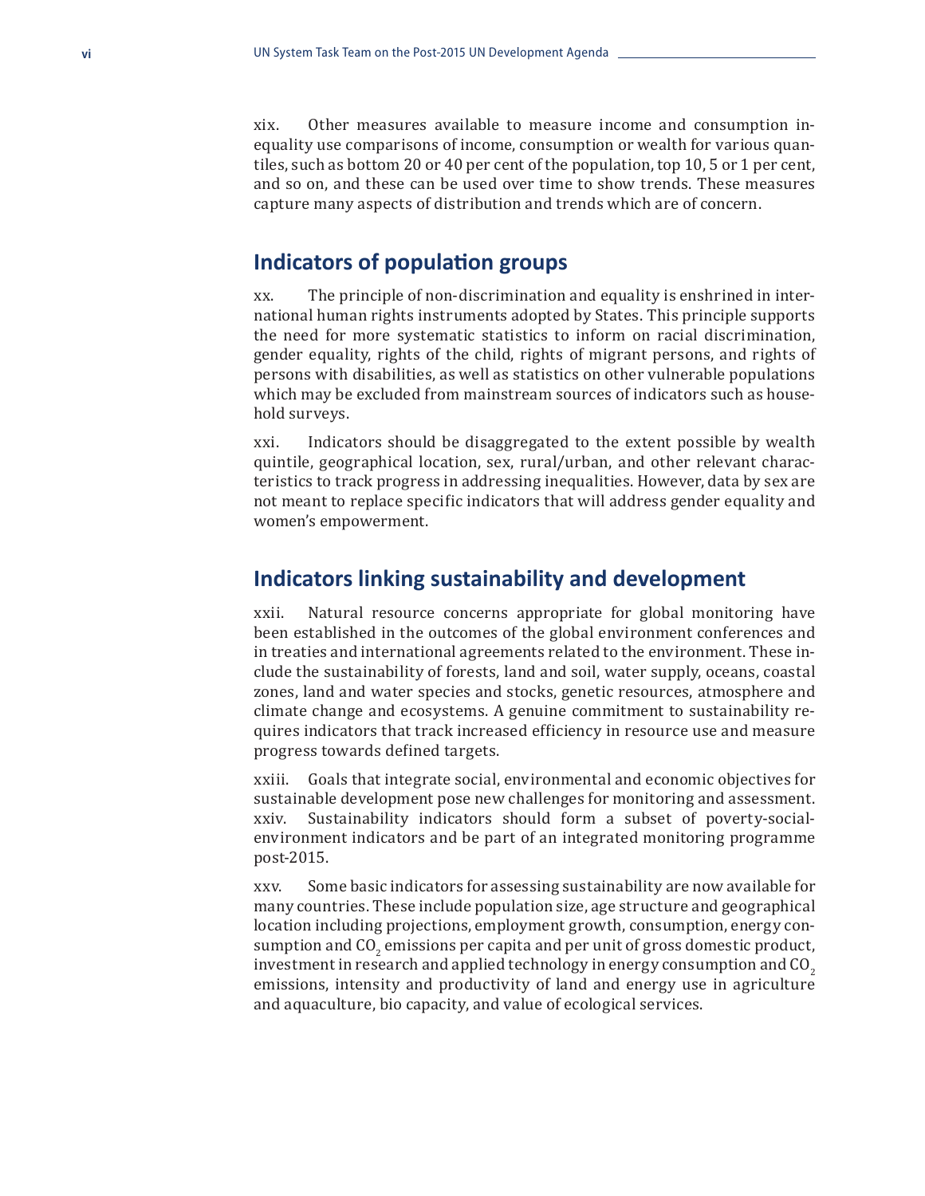xix. Other measures available to measure income and consumption inequality use comparisons of income, consumption or wealth for various quantiles, such as bottom 20 or 40 per cent of the population, top 10, 5 or 1 per cent, and so on, and these can be used over time to show trends. These measures capture many aspects of distribution and trends which are of concern.

## Indicators of population groups

xx. The principle of non-discrimination and equality is enshrined in international human rights instruments adopted by States. This principle supports the need for more systematic statistics to inform on racial discrimination, gender equality, rights of the child, rights of migrant persons, and rights of persons with disabilities, as well as statistics on other vulnerable populations which may be excluded from mainstream sources of indicators such as household surveys.

xxi. Indicators should be disaggregated to the extent possible by wealth quintile, geographical location, sex, rural/urban, and other relevant characteristics to track progress in addressing inequalities. However, data by sex are not meant to replace specific indicators that will address gender equality and women's empowerment.

## Indicators linking sustainability and development

xxii. Natural resource concerns appropriate for global monitoring have been established in the outcomes of the global environment conferences and in treaties and international agreements related to the environment. These include the sustainability of forests, land and soil, water supply, oceans, coastal zones, land and water species and stocks, genetic resources, atmosphere and climate change and ecosystems. A genuine commitment to sustainability requires indicators that track increased efficiency in resource use and measure progress towards defined targets.

xxiii. Goals that integrate social, environmental and economic objectives for sustainable development pose new challenges for monitoring and assessment.

xxiv. Sustainability indicators should form a subset of poverty-social-environment indicators and be part of an integrated monitoring programme post-2015.

xxv. Some basic indicators for assessing sustainability are now available for many countries. These include population size, age structure and geographical location including projections, employment growth, consumption, energy consumption and $CO_2$ emissions per capita and per unit of gross domestic product, investment in research and applied technology in energy consumption and $CO_2$ emissions, intensity and productivity of land and energy use in agriculture and aquaculture, bio capacity, and value of ecological services.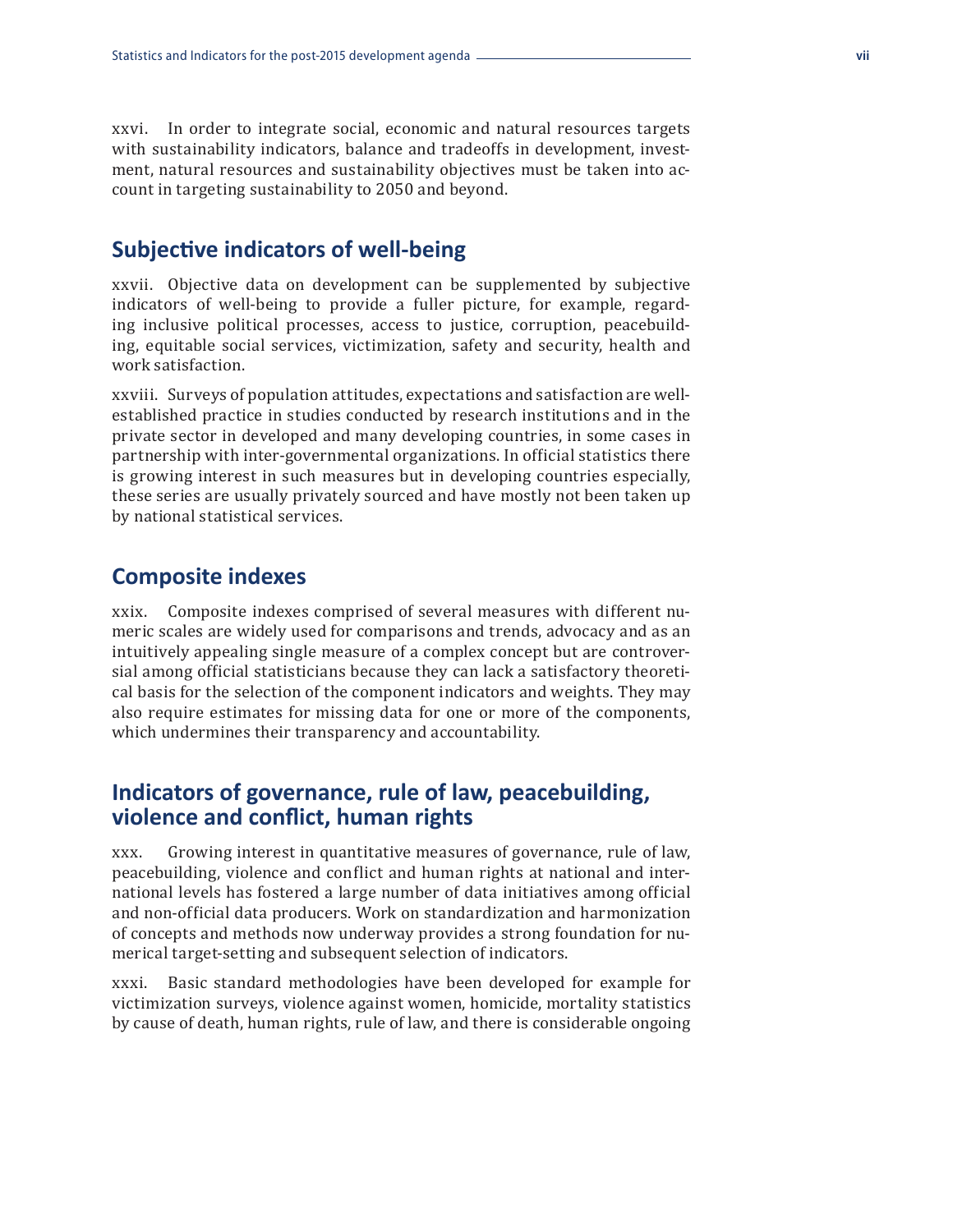xxvi. In order to integrate social, economic and natural resources targets with sustainability indicators, balance and tradeoffs in development, investment, natural resources and sustainability objectives must be taken into account in targeting sustainability to 2050 and beyond.

## Subjective indicators of well-being

xxvii. Objective data on development can be supplemented by subjective indicators of well-being to provide a fuller picture, for example, regarding inclusive political processes, access to justice, corruption, peacebuilding, equitable social services, victimization, safety and security, health and work satisfaction.

xxviii. Surveys of population attitudes, expectations and satisfaction are well-established practice in studies conducted by research institutions and in the private sector in developed and many developing countries, in some cases in partnership with inter-governmental organizations. In official statistics there is growing interest in such measures but in developing countries especially, these series are usually privately sourced and have mostly not been taken up by national statistical services.

## Composite indexes

xxix. Composite indexes comprised of several measures with different numeric scales are widely used for comparisons and trends, advocacy and as an intuitively appealing single measure of a complex concept but are controversial among official statisticians because they can lack a satisfactory theoretical basis for the selection of the component indicators and weights. They may also require estimates for missing data for one or more of the components, which undermines their transparency and accountability.

## Indicators of governance, rule of law, peacebuilding, violence and conflict, human rights

xxx. Growing interest in quantitative measures of governance, rule of law, peacebuilding, violence and conflict and human rights at national and international levels has fostered a large number of data initiatives among official and non-official data producers. Work on standardization and harmonization of concepts and methods now underway provides a strong foundation for numerical target-setting and subsequent selection of indicators.

xxxi. Basic standard methodologies have been developed for example for victimization surveys, violence against women, homicide, mortality statistics by cause of death, human rights, rule of law, and there is considerable ongoing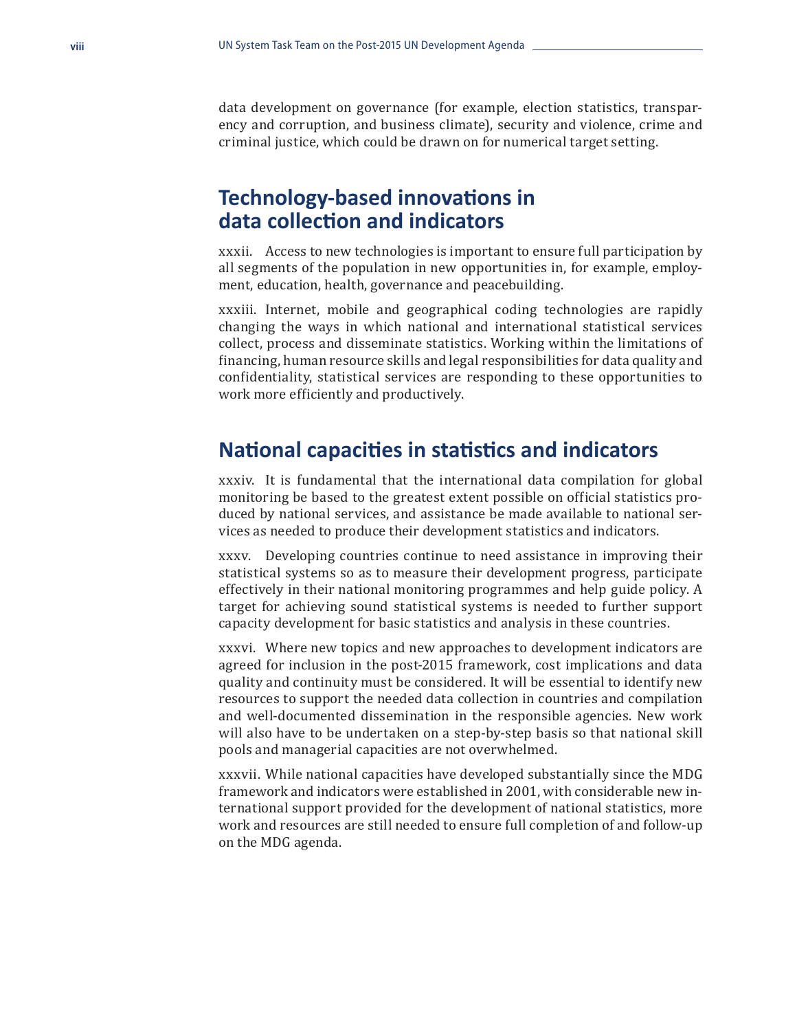data development on governance (for example, election statistics, transparency and corruption, and business climate), security and violence, crime and criminal justice, which could be drawn on for numerical target setting.

## Technology-based innovations in data collection and indicators

xxxii. Access to new technologies is important to ensure full participation by all segments of the population in new opportunities in, for example, employment, education, health, governance and peacebuilding.

xxxiii. Internet, mobile and geographical coding technologies are rapidly changing the ways in which national and international statistical services collect, process and disseminate statistics. Working within the limitations of financing, human resource skills and legal responsibilities for data quality and confidentiality, statistical services are responding to these opportunities to work more efficiently and productively.

## National capacities in statistics and indicators

xxxiv. It is fundamental that the international data compilation for global monitoring be based to the greatest extent possible on official statistics produced by national services, and assistance be made available to national services as needed to produce their development statistics and indicators.

xxxv. Developing countries continue to need assistance in improving their statistical systems so as to measure their development progress, participate effectively in their national monitoring programmes and help guide policy. A target for achieving sound statistical systems is needed to further support capacity development for basic statistics and analysis in these countries.

xxxvi. Where new topics and new approaches to development indicators are agreed for inclusion in the post-2015 framework, cost implications and data quality and continuity must be considered. It will be essential to identify new resources to support the needed data collection in countries and compilation and well-documented dissemination in the responsible agencies. New work will also have to be undertaken on a step-by-step basis so that national skill pools and managerial capacities are not overwhelmed.

xxxvii. While national capacities have developed substantially since the MDG framework and indicators were established in 2001, with considerable new international support provided for the development of national statistics, more work and resources are still needed to ensure full completion of and follow-up on the MDG agenda.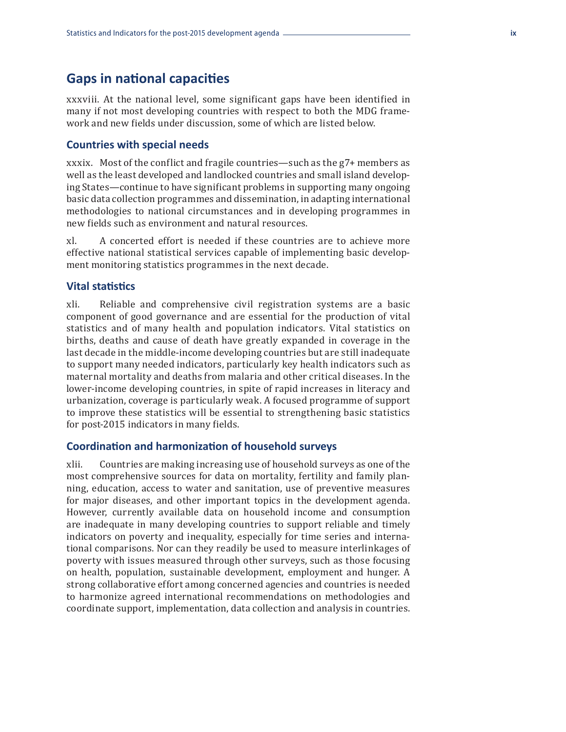## Gaps in national capacities

xxxviii. At the national level, some significant gaps have been identified in many if not most developing countries with respect to both the MDG framework and new fields under discussion, some of which are listed below.

### Countries with special needs

xxxix. Most of the conflict and fragile countries—such as the g7+ members as well as the least developed and landlocked countries and small island developing States—continue to have significant problems in supporting many ongoing basic data collection programmes and dissemination, in adapting international methodologies to national circumstances and in developing programmes in new fields such as environment and natural resources.

xl. A concerted effort is needed if these countries are to achieve more effective national statistical services capable of implementing basic development monitoring statistics programmes in the next decade.

### Vital statistics

xli. Reliable and comprehensive civil registration systems are a basic component of good governance and are essential for the production of vital statistics and of many health and population indicators. Vital statistics on births, deaths and cause of death have greatly expanded in coverage in the last decade in the middle-income developing countries but are still inadequate to support many needed indicators, particularly key health indicators such as maternal mortality and deaths from malaria and other critical diseases. In the lower-income developing countries, in spite of rapid increases in literacy and urbanization, coverage is particularly weak. A focused programme of support to improve these statistics will be essential to strengthening basic statistics for post-2015 indicators in many fields.

### Coordination and harmonization of household surveys

xlii. Countries are making increasing use of household surveys as one of the most comprehensive sources for data on mortality, fertility and family planning, education, access to water and sanitation, use of preventive measures for major diseases, and other important topics in the development agenda. However, currently available data on household income and consumption are inadequate in many developing countries to support reliable and timely indicators on poverty and inequality, especially for time series and international comparisons. Nor can they readily be used to measure interlinkages of poverty with issues measured through other surveys, such as those focusing on health, population, sustainable development, employment and hunger. A strong collaborative effort among concerned agencies and countries is needed to harmonize agreed international recommendations on methodologies and coordinate support, implementation, data collection and analysis in countries.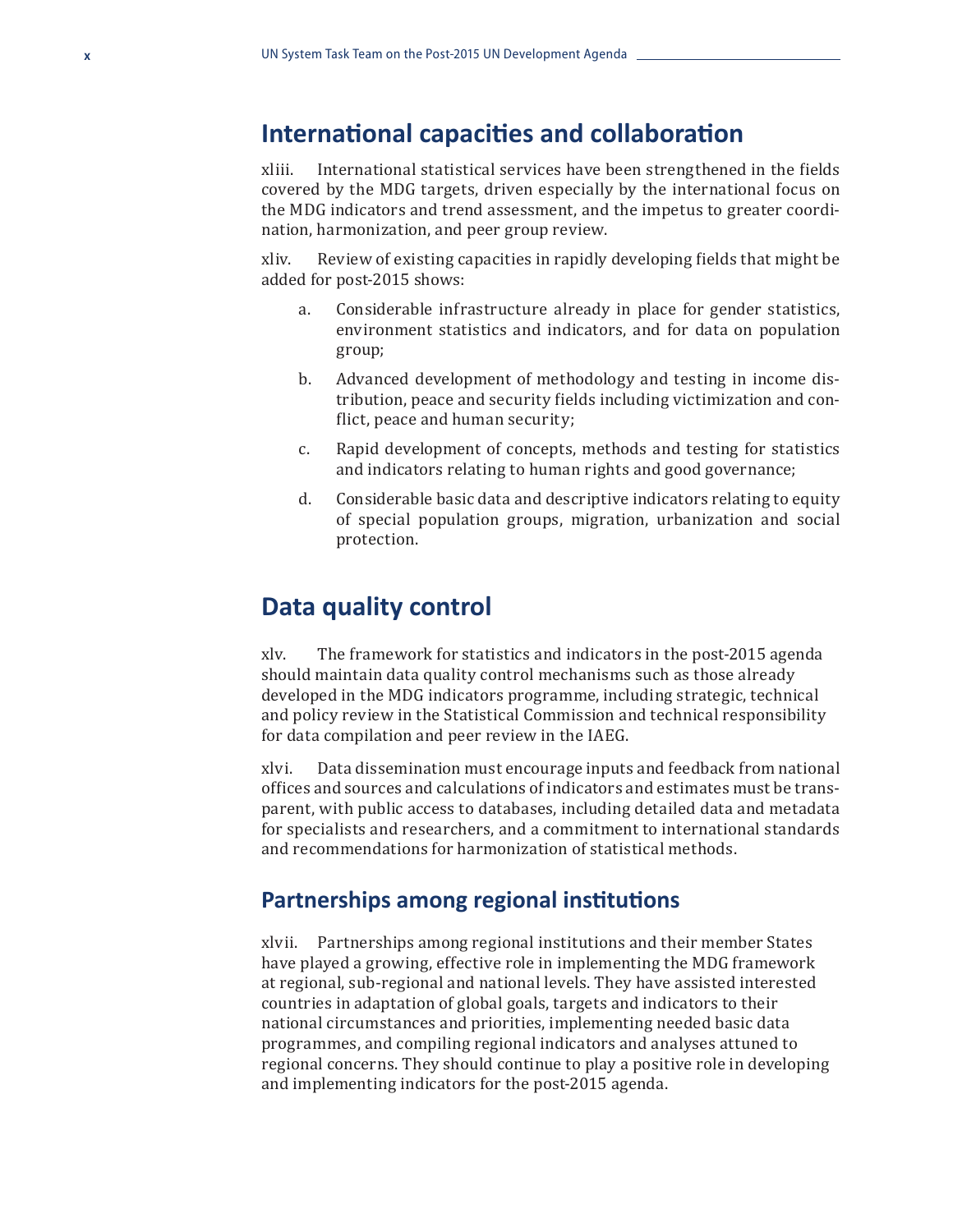## International capacities and collaboration

xliii. International statistical services have been strengthened in the fields covered by the MDG targets, driven especially by the international focus on the MDG indicators and trend assessment, and the impetus to greater coordination, harmonization, and peer group review.

xliv. Review of existing capacities in rapidly developing fields that might be added for post-2015 shows:

a. Considerable infrastructure already in place for gender statistics, environment statistics and indicators, and for data on population group;

b. Advanced development of methodology and testing in income distribution, peace and security fields including victimization and conflict, peace and human security;

c. Rapid development of concepts, methods and testing for statistics and indicators relating to human rights and good governance;

d. Considerable basic data and descriptive indicators relating to equity of special population groups, migration, urbanization and social protection.

## Data quality control

xlv. The framework for statistics and indicators in the post-2015 agenda should maintain data quality control mechanisms such as those already developed in the MDG indicators programme, including strategic, technical and policy review in the Statistical Commission and technical responsibility for data compilation and peer review in the IAEG.

xlvi. Data dissemination must encourage inputs and feedback from national offices and sources and calculations of indicators and estimates must be transparent, with public access to databases, including detailed data and metadata for specialists and researchers, and a commitment to international standards and recommendations for harmonization of statistical methods.

### Partnerships among regional institutions

xlvii. Partnerships among regional institutions and their member States have played a growing, effective role in implementing the MDG framework at regional, sub-regional and national levels. They have assisted interested countries in adaptation of global goals, targets and indicators to their national circumstances and priorities, implementing needed basic data programmes, and compiling regional indicators and analyses attuned to regional concerns. They should continue to play a positive role in developing and implementing indicators for the post-2015 agenda.